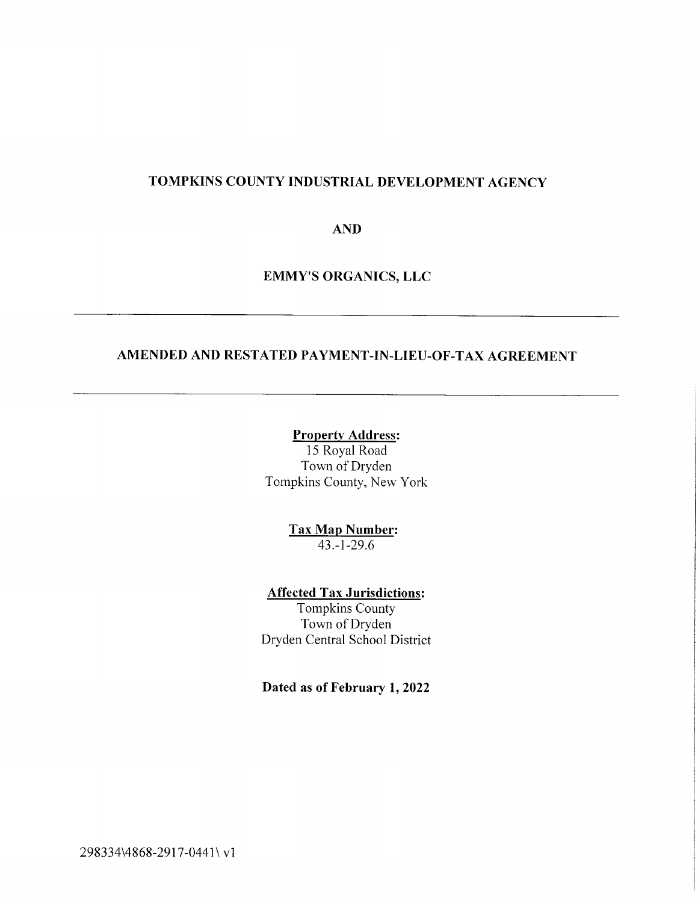**TOMPKINS COUNTY INDUSTRIAL DEVELOPMENT AGENCY**

**AND**

**EMMY'S ORGANICS, LLC**

---

**AMENDED AND RESTATED PAYMENT-IN-LIEU-OF-TAX AGREEMENT**

---

**Property Address:**
15 Royal Road
Town of Dryden
Tompkins County, New York

**Tax Map Number:**
43.-1-29.6

**Affected Tax Jurisdictions:**
Tompkins County
Town of Dryden
Dryden Central School District

**Dated as of February 1, 2022**

298334\4868-2917-0441\ v1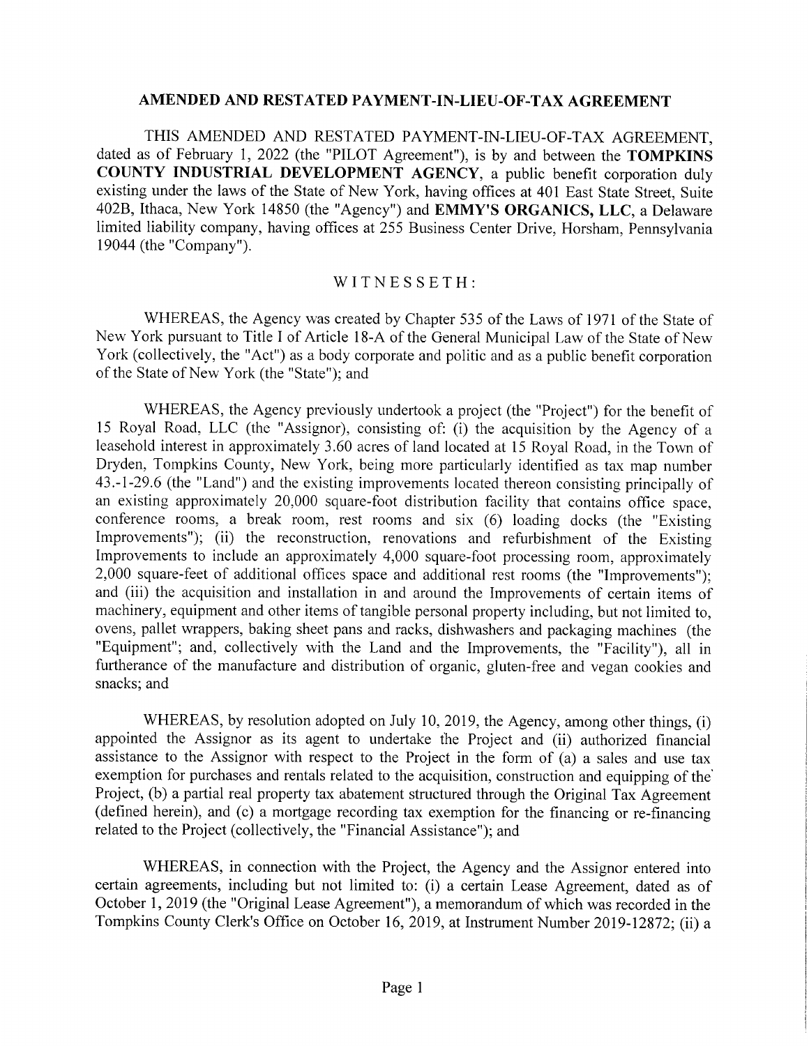## AMENDED AND RESTATED PAYMENT-IN-LIEU-OF-TAX AGREEMENT

THIS AMENDED AND RESTATED PAYMENT-IN-LIEU-OF-TAX AGREEMENT, dated as of February 1, 2022 (the "PILOT Agreement"), is by and between the **TOMPKINS COUNTY INDUSTRIAL DEVELOPMENT AGENCY**, a public benefit corporation duly existing under the laws of the State of New York, having offices at 401 East State Street, Suite 402B, Ithaca, New York 14850 (the "Agency") and **EMMY'S ORGANICS, LLC**, a Delaware limited liability company, having offices at 255 Business Center Drive, Horsham, Pennsylvania 19044 (the "Company").

WITNESSETH:

WHEREAS, the Agency was created by Chapter 535 of the Laws of 1971 of the State of New York pursuant to Title I of Article 18-A of the General Municipal Law of the State of New York (collectively, the "Act") as a body corporate and politic and as a public benefit corporation of the State of New York (the "State"); and

WHEREAS, the Agency previously undertook a project (the "Project") for the benefit of 15 Royal Road, LLC (the "Assignor), consisting of: (i) the acquisition by the Agency of a leasehold interest in approximately 3.60 acres of land located at 15 Royal Road, in the Town of Dryden, Tompkins County, New York, being more particularly identified as tax map number 43.-1-29.6 (the "Land") and the existing improvements located thereon consisting principally of an existing approximately 20,000 square-foot distribution facility that contains office space, conference rooms, a break room, rest rooms and six (6) loading docks (the "Existing Improvements"); (ii) the reconstruction, renovations and refurbishment of the Existing Improvements to include an approximately 4,000 square-foot processing room, approximately 2,000 square-feet of additional offices space and additional rest rooms (the "Improvements"); and (iii) the acquisition and installation in and around the Improvements of certain items of machinery, equipment and other items of tangible personal property including, but not limited to, ovens, pallet wrappers, baking sheet pans and racks, dishwashers and packaging machines (the "Equipment"; and, collectively with the Land and the Improvements, the "Facility"), all in furtherance of the manufacture and distribution of organic, gluten-free and vegan cookies and snacks; and

WHEREAS, by resolution adopted on July 10, 2019, the Agency, among other things, (i) appointed the Assignor as its agent to undertake the Project and (ii) authorized financial assistance to the Assignor with respect to the Project in the form of (a) a sales and use tax exemption for purchases and rentals related to the acquisition, construction and equipping of the Project, (b) a partial real property tax abatement structured through the Original Tax Agreement (defined herein), and (c) a mortgage recording tax exemption for the financing or re-financing related to the Project (collectively, the "Financial Assistance"); and

WHEREAS, in connection with the Project, the Agency and the Assignor entered into certain agreements, including but not limited to: (i) a certain Lease Agreement, dated as of October 1, 2019 (the "Original Lease Agreement"), a memorandum of which was recorded in the Tompkins County Clerk's Office on October 16, 2019, at Instrument Number 2019-12872; (ii) a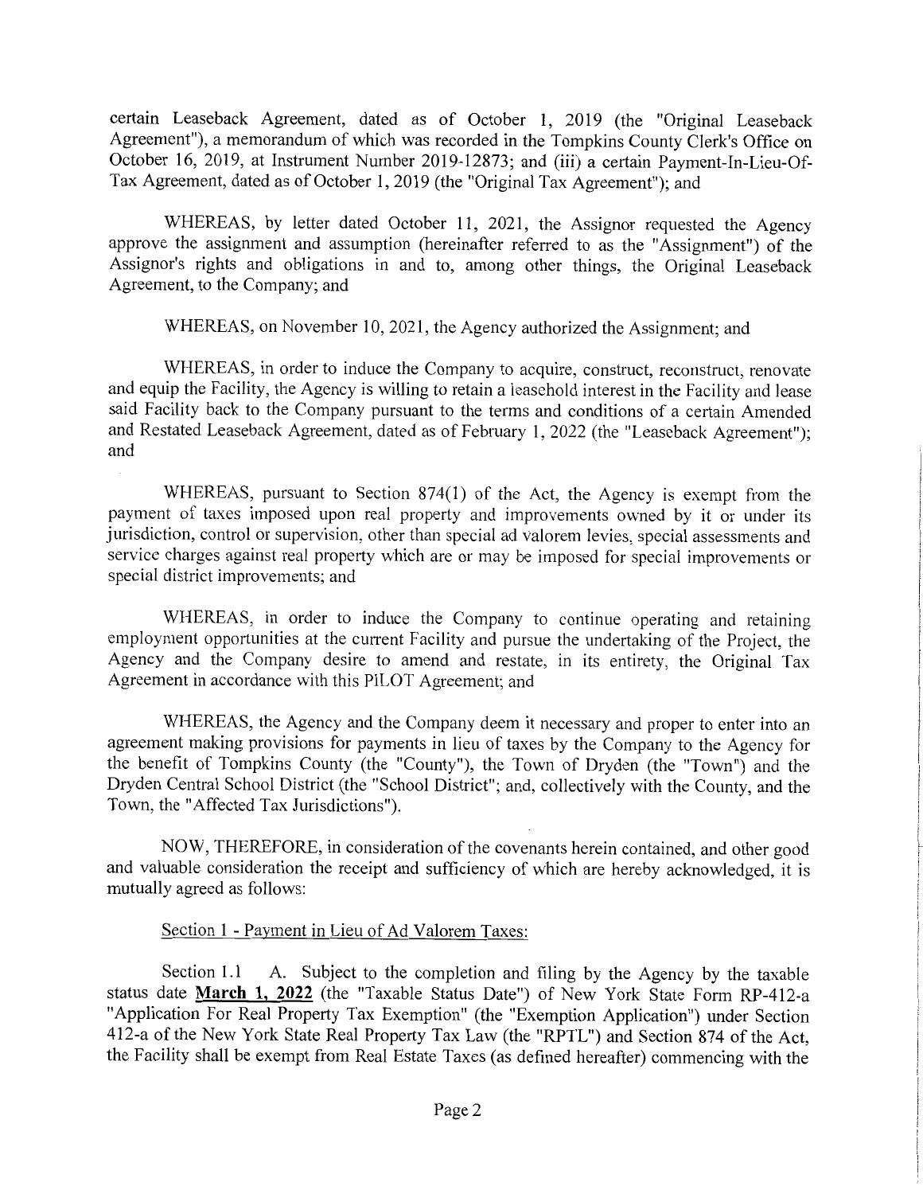certain Leaseback Agreement, dated as of October 1, 2019 (the "Original Leaseback Agreement"), a memorandum of which was recorded in the Tompkins County Clerk's Office on October 16, 2019, at Instrument Number 2019-12873; and (iii) a certain Payment-In-Lieu-Of-Tax Agreement, dated as of October 1, 2019 (the "Original Tax Agreement"); and

WHEREAS, by letter dated October 11, 2021, the Assignor requested the Agency approve the assignment and assumption (hereinafter referred to as the "Assignment") of the Assignor's rights and obligations in and to, among other things, the Original Leaseback Agreement, to the Company; and

WHEREAS, on November 10, 2021, the Agency authorized the Assignment; and

WHEREAS, in order to induce the Company to acquire, construct, reconstruct, renovate and equip the Facility, the Agency is willing to retain a leasehold interest in the Facility and lease said Facility back to the Company pursuant to the terms and conditions of a certain Amended and Restated Leaseback Agreement, dated as of February 1, 2022 (the "Leaseback Agreement"); and

WHEREAS, pursuant to Section 874(1) of the Act, the Agency is exempt from the payment of taxes imposed upon real property and improvements owned by it or under its jurisdiction, control or supervision, other than special ad valorem levies, special assessments and service charges against real property which are or may be imposed for special improvements or special district improvements; and

WHEREAS, in order to induce the Company to continue operating and retaining employment opportunities at the current Facility and pursue the undertaking of the Project, the Agency and the Company desire to amend and restate, in its entirety, the Original Tax Agreement in accordance with this PILOT Agreement; and

WHEREAS, the Agency and the Company deem it necessary and proper to enter into an agreement making provisions for payments in lieu of taxes by the Company to the Agency for the benefit of Tompkins County (the "County"), the Town of Dryden (the "Town") and the Dryden Central School District (the "School District"; and, collectively with the County, and the Town, the "Affected Tax Jurisdictions").

NOW, THEREFORE, in consideration of the covenants herein contained, and other good and valuable consideration the receipt and sufficiency of which are hereby acknowledged, it is mutually agreed as follows:

Section 1 - Payment in Lieu of Ad Valorem Taxes:

Section 1.1 A. Subject to the completion and filing by the Agency by the taxable status date **March 1, 2022** (the "Taxable Status Date") of New York State Form RP-412-a "Application For Real Property Tax Exemption" (the "Exemption Application") under Section 412-a of the New York State Real Property Tax Law (the "RPTL") and Section 874 of the Act, the Facility shall be exempt from Real Estate Taxes (as defined hereafter) commencing with the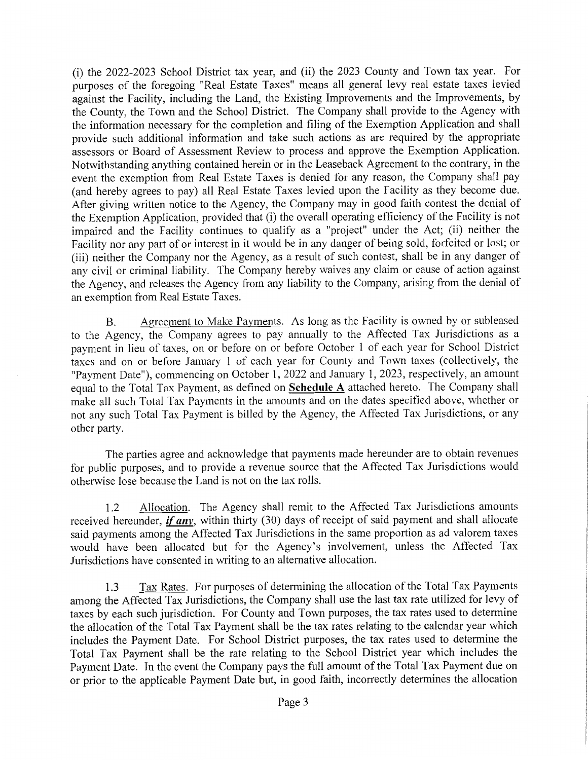(i) the 2022-2023 School District tax year, and (ii) the 2023 County and Town tax year. For purposes of the foregoing "Real Estate Taxes" means all general levy real estate taxes levied against the Facility, including the Land, the Existing Improvements and the Improvements, by the County, the Town and the School District. The Company shall provide to the Agency with the information necessary for the completion and filing of the Exemption Application and shall provide such additional information and take such actions as are required by the appropriate assessors or Board of Assessment Review to process and approve the Exemption Application. Notwithstanding anything contained herein or in the Leaseback Agreement to the contrary, in the event the exemption from Real Estate Taxes is denied for any reason, the Company shall pay (and hereby agrees to pay) all Real Estate Taxes levied upon the Facility as they become due. After giving written notice to the Agency, the Company may in good faith contest the denial of the Exemption Application, provided that (i) the overall operating efficiency of the Facility is not impaired and the Facility continues to qualify as a "project" under the Act; (ii) neither the Facility nor any part of or interest in it would be in any danger of being sold, forfeited or lost; or (iii) neither the Company nor the Agency, as a result of such contest, shall be in any danger of any civil or criminal liability. The Company hereby waives any claim or cause of action against the Agency, and releases the Agency from any liability to the Company, arising from the denial of an exemption from Real Estate Taxes.

B. Agreement to Make Payments. As long as the Facility is owned by or subleased to the Agency, the Company agrees to pay annually to the Affected Tax Jurisdictions as a payment in lieu of taxes, on or before on or before October 1 of each year for School District taxes and on or before January 1 of each year for County and Town taxes (collectively, the "Payment Date"), commencing on October 1, 2022 and January 1, 2023, respectively, an amount equal to the Total Tax Payment, as defined on **Schedule A** attached hereto. The Company shall make all such Total Tax Payments in the amounts and on the dates specified above, whether or not any such Total Tax Payment is billed by the Agency, the Affected Tax Jurisdictions, or any other party.

The parties agree and acknowledge that payments made hereunder are to obtain revenues for public purposes, and to provide a revenue source that the Affected Tax Jurisdictions would otherwise lose because the Land is not on the tax rolls.

1.2 Allocation. The Agency shall remit to the Affected Tax Jurisdictions amounts received hereunder, ***if any***, within thirty (30) days of receipt of said payment and shall allocate said payments among the Affected Tax Jurisdictions in the same proportion as ad valorem taxes would have been allocated but for the Agency's involvement, unless the Affected Tax Jurisdictions have consented in writing to an alternative allocation.

1.3 Tax Rates. For purposes of determining the allocation of the Total Tax Payments among the Affected Tax Jurisdictions, the Company shall use the last tax rate utilized for levy of taxes by each such jurisdiction. For County and Town purposes, the tax rates used to determine the allocation of the Total Tax Payment shall be the tax rates relating to the calendar year which includes the Payment Date. For School District purposes, the tax rates used to determine the Total Tax Payment shall be the rate relating to the School District year which includes the Payment Date. In the event the Company pays the full amount of the Total Tax Payment due on or prior to the applicable Payment Date but, in good faith, incorrectly determines the allocation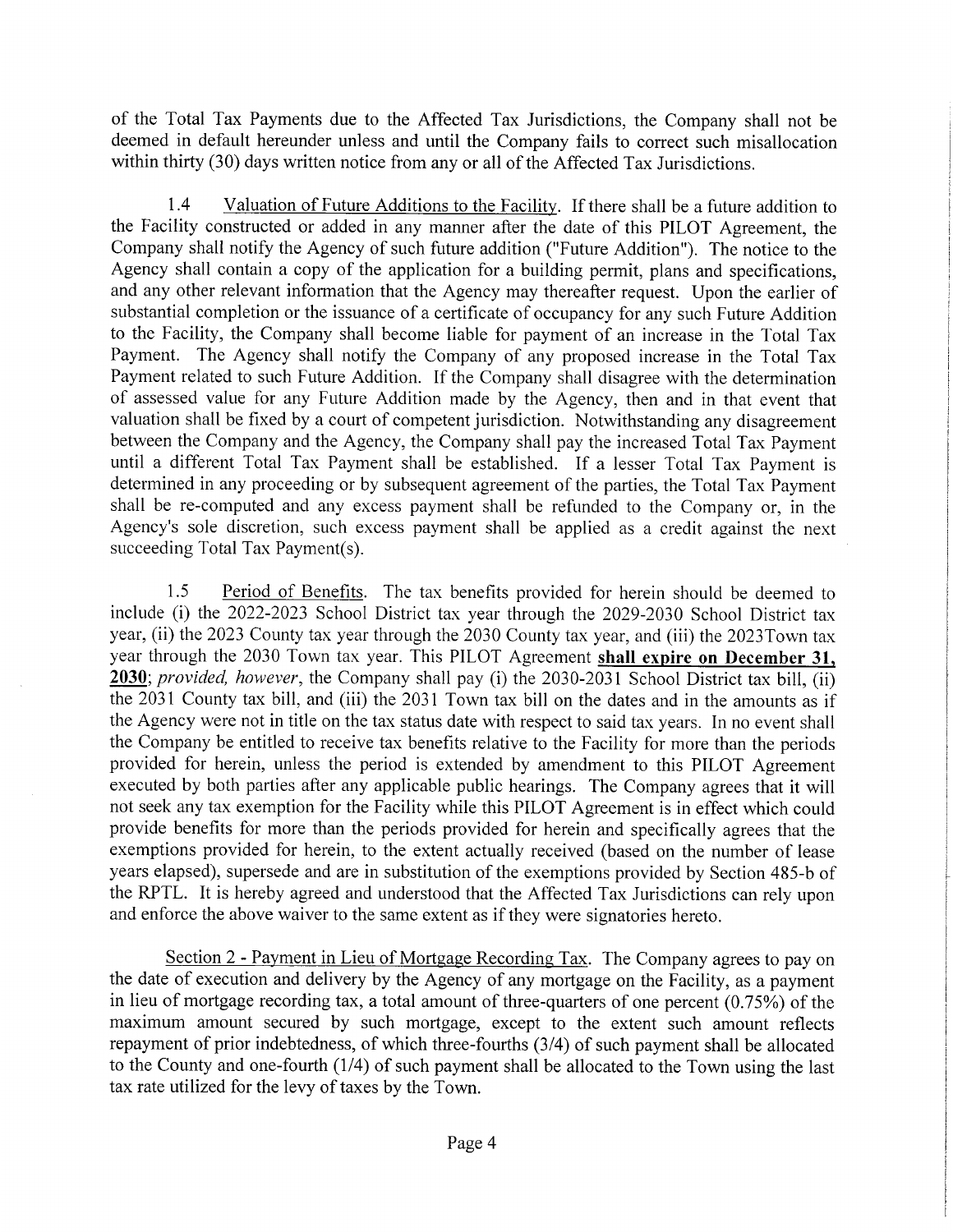of the Total Tax Payments due to the Affected Tax Jurisdictions, the Company shall not be deemed in default hereunder unless and until the Company fails to correct such misallocation within thirty (30) days written notice from any or all of the Affected Tax Jurisdictions.

1.4 Valuation of Future Additions to the Facility. If there shall be a future addition to the Facility constructed or added in any manner after the date of this PILOT Agreement, the Company shall notify the Agency of such future addition ("Future Addition"). The notice to the Agency shall contain a copy of the application for a building permit, plans and specifications, and any other relevant information that the Agency may thereafter request. Upon the earlier of substantial completion or the issuance of a certificate of occupancy for any such Future Addition to the Facility, the Company shall become liable for payment of an increase in the Total Tax Payment. The Agency shall notify the Company of any proposed increase in the Total Tax Payment related to such Future Addition. If the Company shall disagree with the determination of assessed value for any Future Addition made by the Agency, then and in that event that valuation shall be fixed by a court of competent jurisdiction. Notwithstanding any disagreement between the Company and the Agency, the Company shall pay the increased Total Tax Payment until a different Total Tax Payment shall be established. If a lesser Total Tax Payment is determined in any proceeding or by subsequent agreement of the parties, the Total Tax Payment shall be re-computed and any excess payment shall be refunded to the Company or, in the Agency's sole discretion, such excess payment shall be applied as a credit against the next succeeding Total Tax Payment(s).

1.5 Period of Benefits. The tax benefits provided for herein should be deemed to include (i) the 2022-2023 School District tax year through the 2029-2030 School District tax year, (ii) the 2023 County tax year through the 2030 County tax year, and (iii) the 2023Town tax year through the 2030 Town tax year. This PILOT Agreement **shall expire on December 31, 2030**; *provided, however*, the Company shall pay (i) the 2030-2031 School District tax bill, (ii) the 2031 County tax bill, and (iii) the 2031 Town tax bill on the dates and in the amounts as if the Agency were not in title on the tax status date with respect to said tax years. In no event shall the Company be entitled to receive tax benefits relative to the Facility for more than the periods provided for herein, unless the period is extended by amendment to this PILOT Agreement executed by both parties after any applicable public hearings. The Company agrees that it will not seek any tax exemption for the Facility while this PILOT Agreement is in effect which could provide benefits for more than the periods provided for herein and specifically agrees that the exemptions provided for herein, to the extent actually received (based on the number of lease years elapsed), supersede and are in substitution of the exemptions provided by Section 485-b of the RPTL. It is hereby agreed and understood that the Affected Tax Jurisdictions can rely upon and enforce the above waiver to the same extent as if they were signatories hereto.

Section 2 - Payment in Lieu of Mortgage Recording Tax. The Company agrees to pay on the date of execution and delivery by the Agency of any mortgage on the Facility, as a payment in lieu of mortgage recording tax, a total amount of three-quarters of one percent (0.75%) of the maximum amount secured by such mortgage, except to the extent such amount reflects repayment of prior indebtedness, of which three-fourths (3/4) of such payment shall be allocated to the County and one-fourth (1/4) of such payment shall be allocated to the Town using the last tax rate utilized for the levy of taxes by the Town.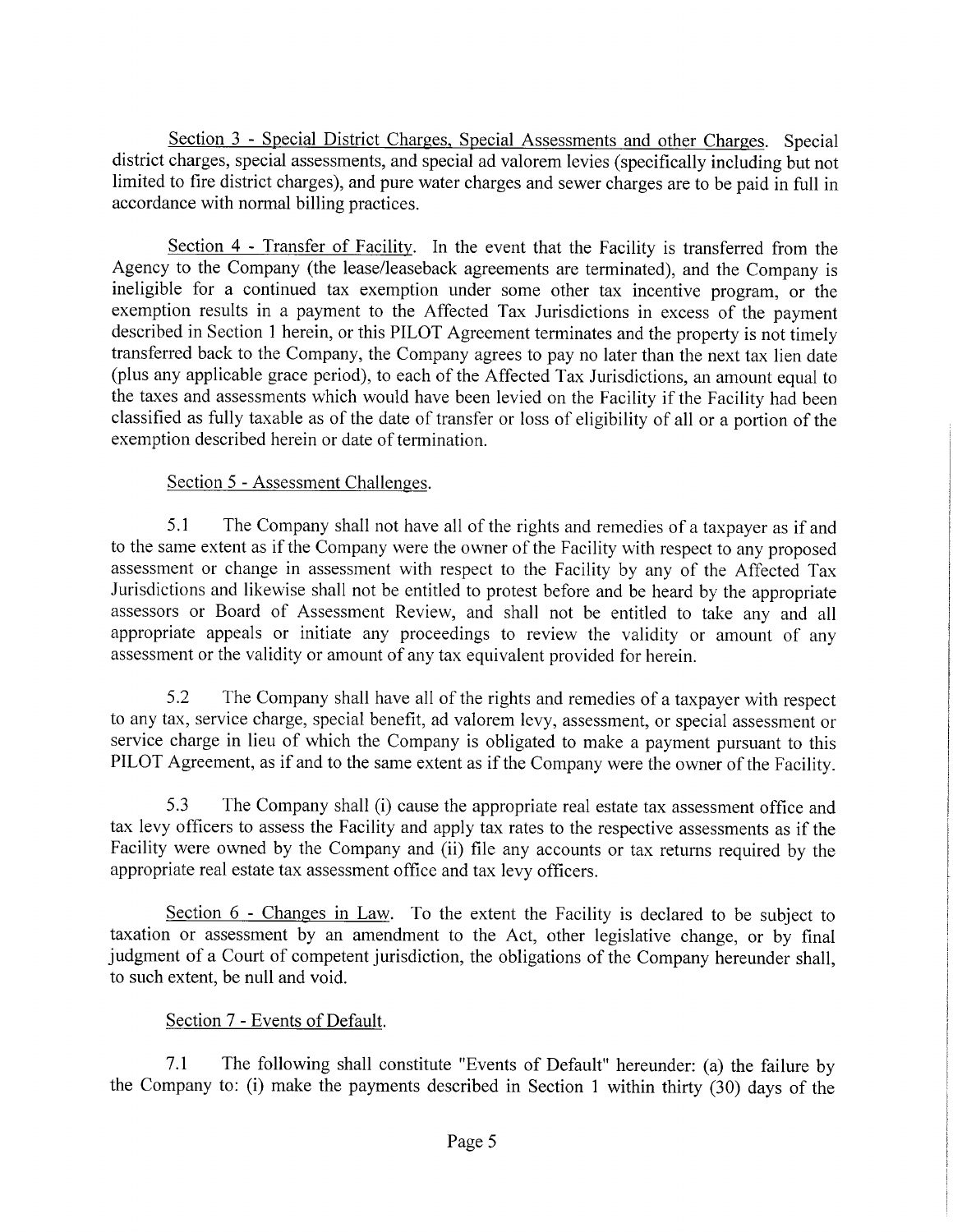Section 3 - Special District Charges, Special Assessments and other Charges. Special district charges, special assessments, and special ad valorem levies (specifically including but not limited to fire district charges), and pure water charges and sewer charges are to be paid in full in accordance with normal billing practices.

Section 4 - Transfer of Facility. In the event that the Facility is transferred from the Agency to the Company (the lease/leaseback agreements are terminated), and the Company is ineligible for a continued tax exemption under some other tax incentive program, or the exemption results in a payment to the Affected Tax Jurisdictions in excess of the payment described in Section 1 herein, or this PILOT Agreement terminates and the property is not timely transferred back to the Company, the Company agrees to pay no later than the next tax lien date (plus any applicable grace period), to each of the Affected Tax Jurisdictions, an amount equal to the taxes and assessments which would have been levied on the Facility if the Facility had been classified as fully taxable as of the date of transfer or loss of eligibility of all or a portion of the exemption described herein or date of termination.

Section 5 - Assessment Challenges.

5.1 The Company shall not have all of the rights and remedies of a taxpayer as if and to the same extent as if the Company were the owner of the Facility with respect to any proposed assessment or change in assessment with respect to the Facility by any of the Affected Tax Jurisdictions and likewise shall not be entitled to protest before and be heard by the appropriate assessors or Board of Assessment Review, and shall not be entitled to take any and all appropriate appeals or initiate any proceedings to review the validity or amount of any assessment or the validity or amount of any tax equivalent provided for herein.

5.2 The Company shall have all of the rights and remedies of a taxpayer with respect to any tax, service charge, special benefit, ad valorem levy, assessment, or special assessment or service charge in lieu of which the Company is obligated to make a payment pursuant to this PILOT Agreement, as if and to the same extent as if the Company were the owner of the Facility.

5.3 The Company shall (i) cause the appropriate real estate tax assessment office and tax levy officers to assess the Facility and apply tax rates to the respective assessments as if the Facility were owned by the Company and (ii) file any accounts or tax returns required by the appropriate real estate tax assessment office and tax levy officers.

Section 6 - Changes in Law. To the extent the Facility is declared to be subject to taxation or assessment by an amendment to the Act, other legislative change, or by final judgment of a Court of competent jurisdiction, the obligations of the Company hereunder shall, to such extent, be null and void.

Section 7 - Events of Default.

7.1 The following shall constitute "Events of Default" hereunder: (a) the failure by the Company to: (i) make the payments described in Section 1 within thirty (30) days of the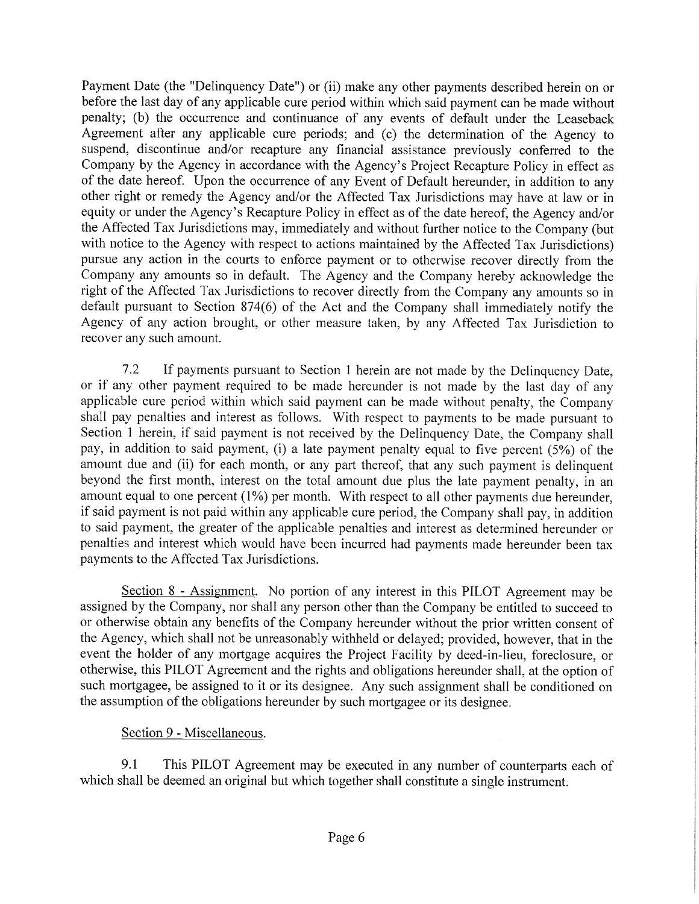Payment Date (the "Delinquency Date") or (ii) make any other payments described herein on or before the last day of any applicable cure period within which said payment can be made without penalty; (b) the occurrence and continuance of any events of default under the Leaseback Agreement after any applicable cure periods; and (c) the determination of the Agency to suspend, discontinue and/or recapture any financial assistance previously conferred to the Company by the Agency in accordance with the Agency's Project Recapture Policy in effect as of the date hereof. Upon the occurrence of any Event of Default hereunder, in addition to any other right or remedy the Agency and/or the Affected Tax Jurisdictions may have at law or in equity or under the Agency's Recapture Policy in effect as of the date hereof, the Agency and/or the Affected Tax Jurisdictions may, immediately and without further notice to the Company (but with notice to the Agency with respect to actions maintained by the Affected Tax Jurisdictions) pursue any action in the courts to enforce payment or to otherwise recover directly from the Company any amounts so in default. The Agency and the Company hereby acknowledge the right of the Affected Tax Jurisdictions to recover directly from the Company any amounts so in default pursuant to Section 874(6) of the Act and the Company shall immediately notify the Agency of any action brought, or other measure taken, by any Affected Tax Jurisdiction to recover any such amount.

7.2 If payments pursuant to Section 1 herein are not made by the Delinquency Date, or if any other payment required to be made hereunder is not made by the last day of any applicable cure period within which said payment can be made without penalty, the Company shall pay penalties and interest as follows. With respect to payments to be made pursuant to Section 1 herein, if said payment is not received by the Delinquency Date, the Company shall pay, in addition to said payment, (i) a late payment penalty equal to five percent (5%) of the amount due and (ii) for each month, or any part thereof, that any such payment is delinquent beyond the first month, interest on the total amount due plus the late payment penalty, in an amount equal to one percent (1%) per month. With respect to all other payments due hereunder, if said payment is not paid within any applicable cure period, the Company shall pay, in addition to said payment, the greater of the applicable penalties and interest as determined hereunder or penalties and interest which would have been incurred had payments made hereunder been tax payments to the Affected Tax Jurisdictions.

<u>Section 8 - Assignment</u>. No portion of any interest in this PILOT Agreement may be assigned by the Company, nor shall any person other than the Company be entitled to succeed to or otherwise obtain any benefits of the Company hereunder without the prior written consent of the Agency, which shall not be unreasonably withheld or delayed; provided, however, that in the event the holder of any mortgage acquires the Project Facility by deed-in-lieu, foreclosure, or otherwise, this PILOT Agreement and the rights and obligations hereunder shall, at the option of such mortgagee, be assigned to it or its designee. Any such assignment shall be conditioned on the assumption of the obligations hereunder by such mortgagee or its designee.

<u>Section 9 - Miscellaneous</u>.

9.1 This PILOT Agreement may be executed in any number of counterparts each of which shall be deemed an original but which together shall constitute a single instrument.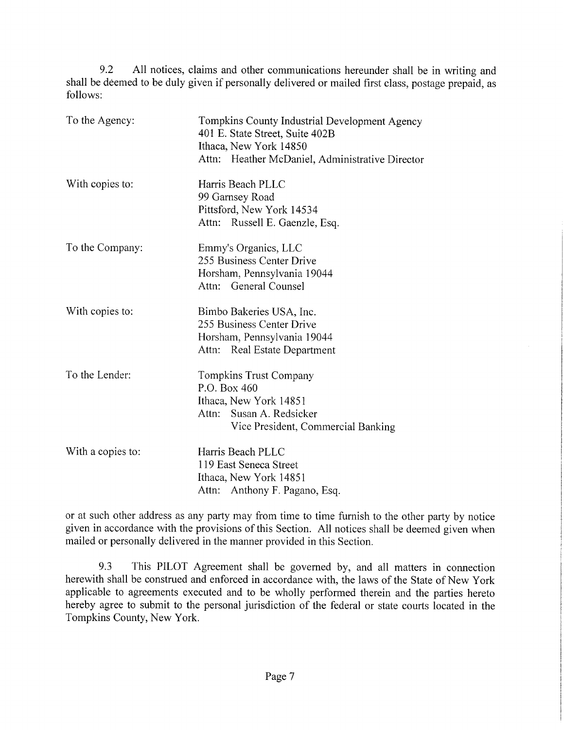9.2 All notices, claims and other communications hereunder shall be in writing and shall be deemed to be duly given if personally delivered or mailed first class, postage prepaid, as follows:

To the Agency: Tompkins County Industrial Development Agency
401 E. State Street, Suite 402B
Ithaca, New York 14850
Attn: Heather McDaniel, Administrative Director

With copies to: Harris Beach PLLC
99 Garnsey Road
Pittsford, New York 14534
Attn: Russell E. Gaenzle, Esq.

To the Company: Emmy's Organics, LLC
255 Business Center Drive
Horsham, Pennsylvania 19044
Attn: General Counsel

With copies to: Bimbo Bakeries USA, Inc.
255 Business Center Drive
Horsham, Pennsylvania 19044
Attn: Real Estate Department

To the Lender: Tompkins Trust Company
P.O. Box 460
Ithaca, New York 14851
Attn: Susan A. Redsicker
Vice President, Commercial Banking

With a copies to: Harris Beach PLLC
119 East Seneca Street
Ithaca, New York 14851
Attn: Anthony F. Pagano, Esq.

or at such other address as any party may from time to time furnish to the other party by notice given in accordance with the provisions of this Section. All notices shall be deemed given when mailed or personally delivered in the manner provided in this Section.

9.3 This PILOT Agreement shall be governed by, and all matters in connection herewith shall be construed and enforced in accordance with, the laws of the State of New York applicable to agreements executed and to be wholly performed therein and the parties hereto hereby agree to submit to the personal jurisdiction of the federal or state courts located in the Tompkins County, New York.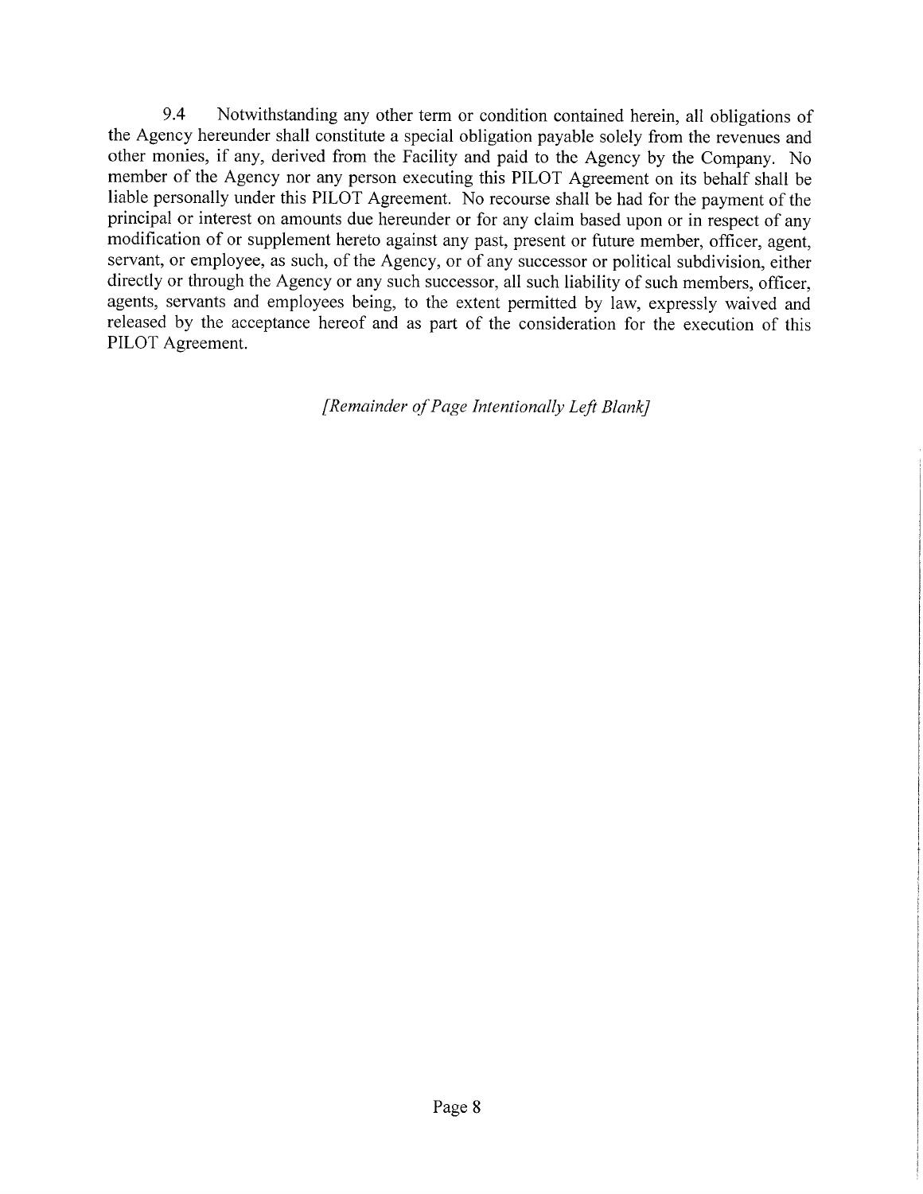9.4 Notwithstanding any other term or condition contained herein, all obligations of the Agency hereunder shall constitute a special obligation payable solely from the revenues and other monies, if any, derived from the Facility and paid to the Agency by the Company. No member of the Agency nor any person executing this PILOT Agreement on its behalf shall be liable personally under this PILOT Agreement. No recourse shall be had for the payment of the principal or interest on amounts due hereunder or for any claim based upon or in respect of any modification of or supplement hereto against any past, present or future member, officer, agent, servant, or employee, as such, of the Agency, or of any successor or political subdivision, either directly or through the Agency or any such successor, all such liability of such members, officer, agents, servants and employees being, to the extent permitted by law, expressly waived and released by the acceptance hereof and as part of the consideration for the execution of this PILOT Agreement.

*[Remainder of Page Intentionally Left Blank]*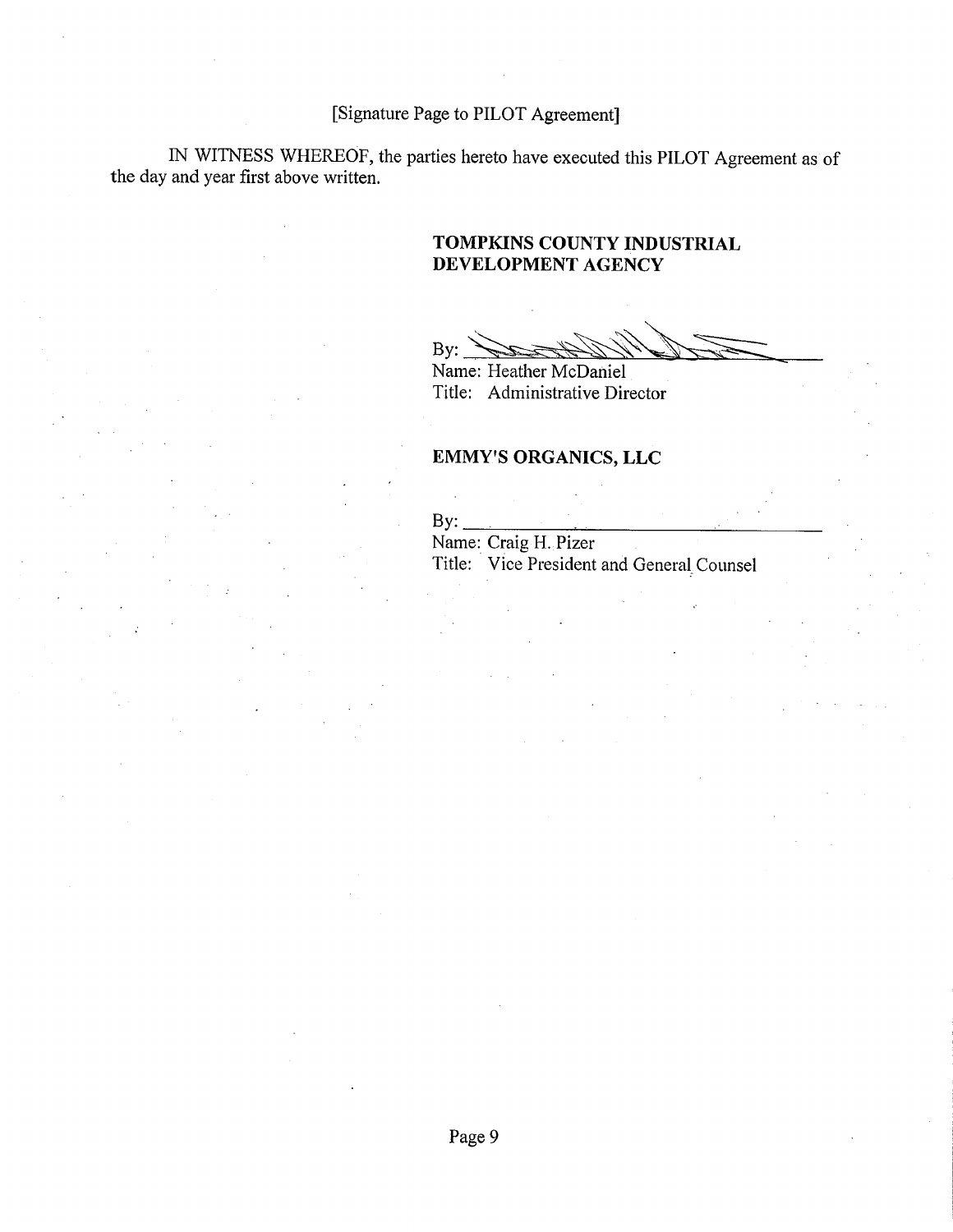[Signature Page to PILOT Agreement]

IN WITNESS WHEREOF, the parties hereto have executed this PILOT Agreement as of the day and year first above written.

**TOMPKINS COUNTY INDUSTRIAL DEVELOPMENT AGENCY**

By: ______________________________
Name: Heather McDaniel
Title: Administrative Director

**EMMY'S ORGANICS, LLC**

By: ______________________________
Name: Craig H. Pizer
Title: Vice President and General Counsel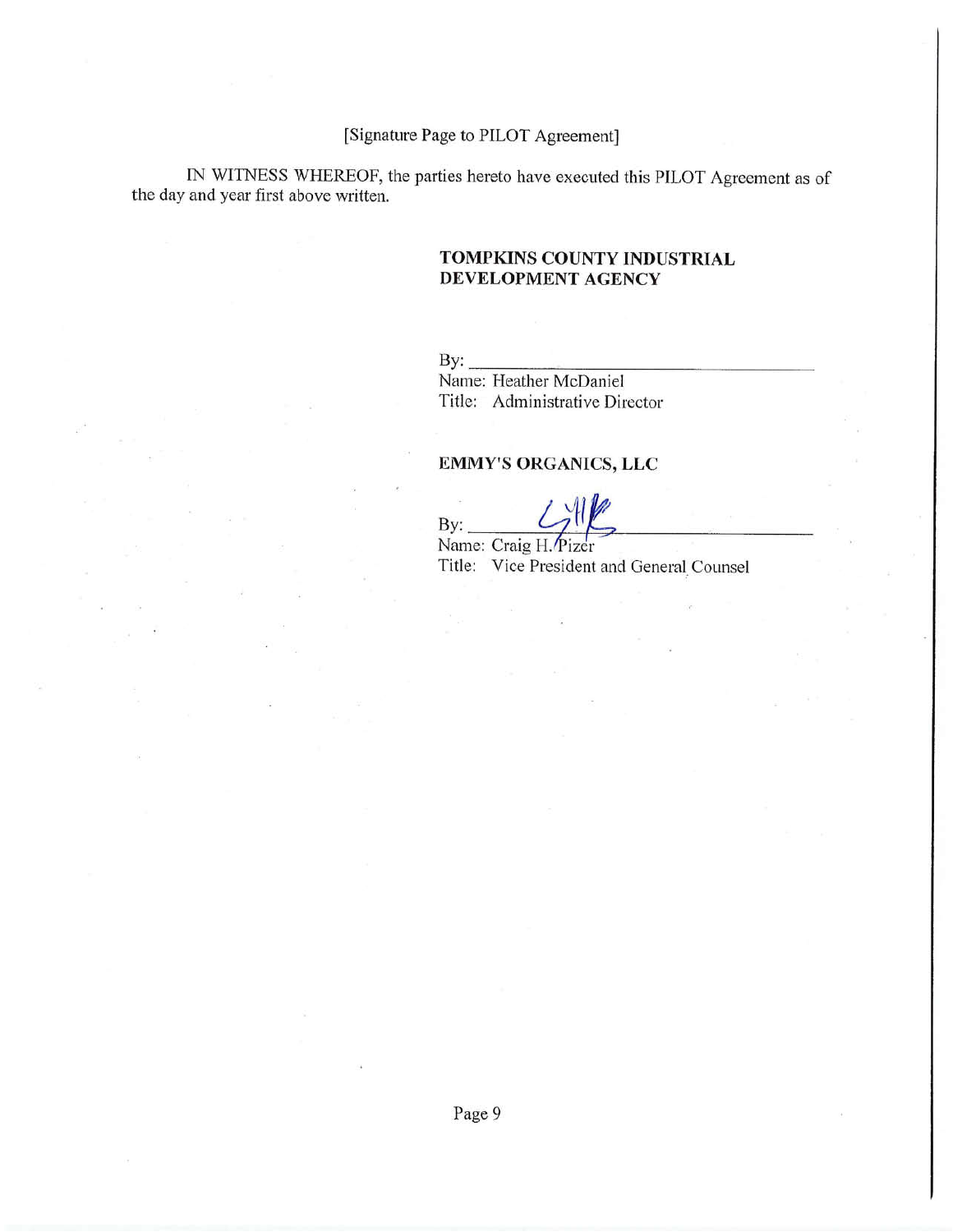[Signature Page to PILOT Agreement]

IN WITNESS WHEREOF, the parties hereto have executed this PILOT Agreement as of the day and year first above written.

**TOMPKINS COUNTY INDUSTRIAL DEVELOPMENT AGENCY**

By: ______________________________
Name: Heather McDaniel
Title: Administrative Director

**EMMY'S ORGANICS, LLC**

By: ______________________________
Name: Craig H. Pizer
Title: Vice President and General Counsel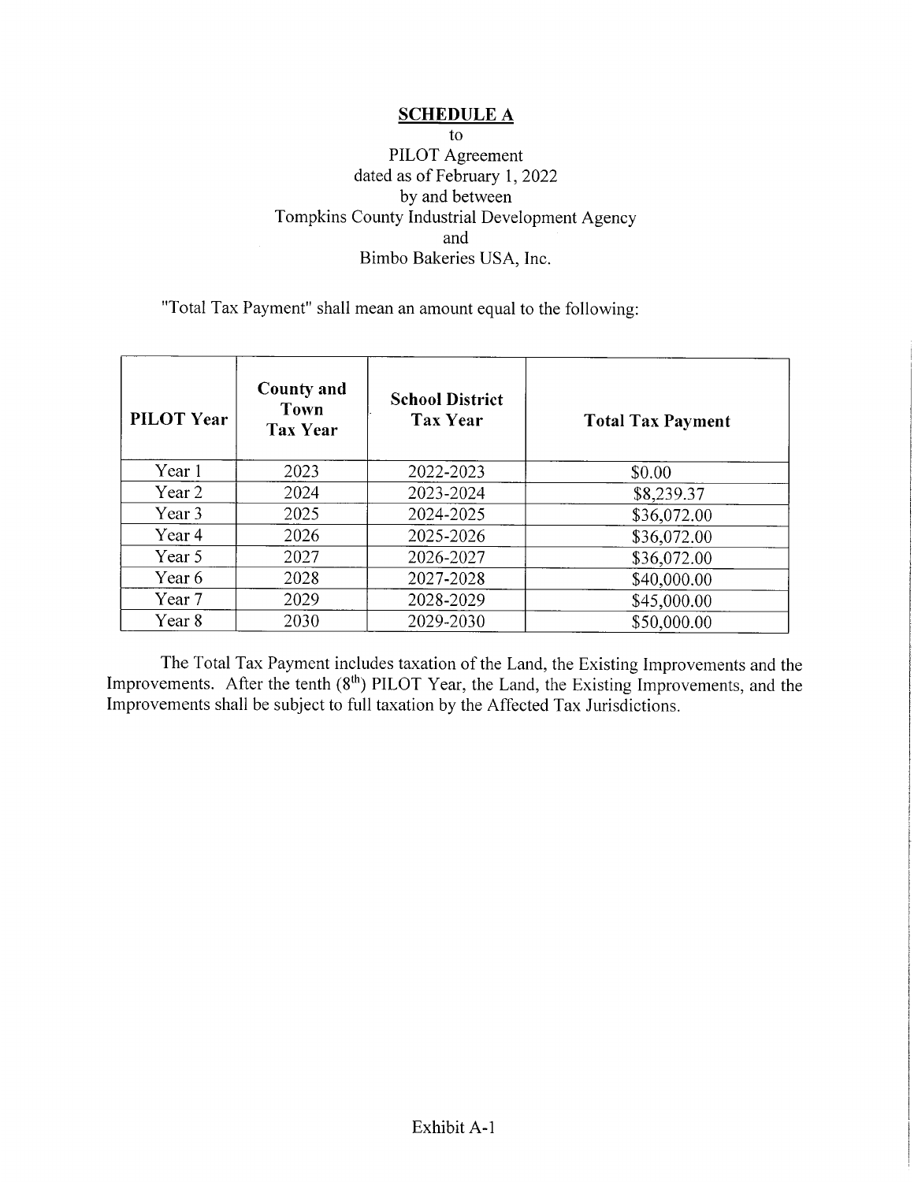**SCHEDULE A**

to

PILOT Agreement
dated as of February 1, 2022
by and between
Tompkins County Industrial Development Agency
and
Bimbo Bakeries USA, Inc.

"Total Tax Payment" shall mean an amount equal to the following:

| PILOT Year | County and Town Tax Year | School District Tax Year | Total Tax Payment |
|---|---|---|---|
| Year 1 | 2023 | 2022-2023 | $0.00 |
| Year 2 | 2024 | 2023-2024 | $8,239.37 |
| Year 3 | 2025 | 2024-2025 | $36,072.00 |
| Year 4 | 2026 | 2025-2026 | $36,072.00 |
| Year 5 | 2027 | 2026-2027 | $36,072.00 |
| Year 6 | 2028 | 2027-2028 | $40,000.00 |
| Year 7 | 2029 | 2028-2029 | $45,000.00 |
| Year 8 | 2030 | 2029-2030 | $50,000.00 |

The Total Tax Payment includes taxation of the Land, the Existing Improvements and the Improvements. After the tenth (8th) PILOT Year, the Land, the Existing Improvements, and the Improvements shall be subject to full taxation by the Affected Tax Jurisdictions.

Exhibit A-1